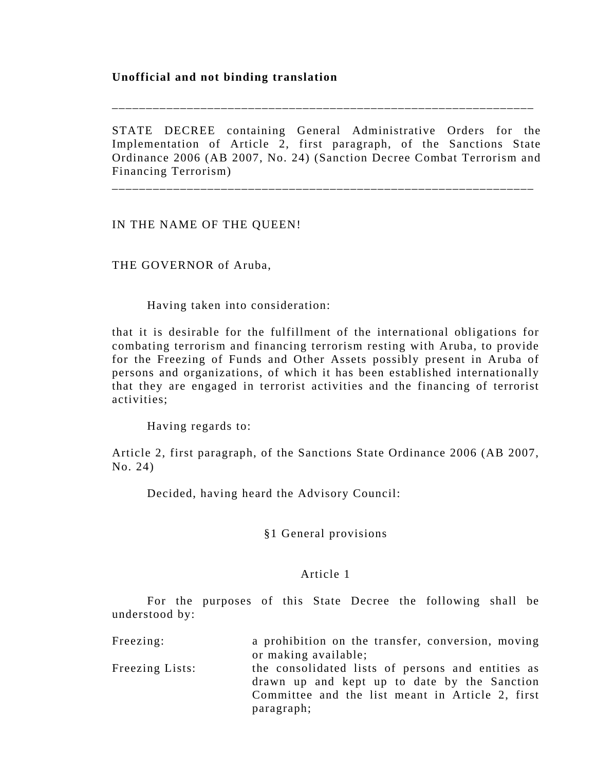**Unofficial and not binding translation**

---

STATE DECREE containing General Administrative Orders for the Implementation of Article 2, first paragraph, of the Sanctions State Ordinance 2006 (AB 2007, No. 24) (Sanction Decree Combat Terrorism and Financing Terrorism)

---

IN THE NAME OF THE QUEEN!

THE GOVERNOR of Aruba,

Having taken into consideration:

that it is desirable for the fulfillment of the international obligations for combating terrorism and financing terrorism resting with Aruba, to provide for the Freezing of Funds and Other Assets possibly present in Aruba of persons and organizations, of which it has been established internationally that they are engaged in terrorist activities and the financing of terrorist activities;

Having regards to:

Article 2, first paragraph, of the Sanctions State Ordinance 2006 (AB 2007, No. 24)

Decided, having heard the Advisory Council:

## §1 General provisions

### Article 1

For the purposes of this State Decree the following shall be understood by:

| | |
|---|---|
| Freezing: | a prohibition on the transfer, conversion, moving or making available; |
| Freezing Lists: | the consolidated lists of persons and entities as drawn up and kept up to date by the Sanction Committee and the list meant in Article 2, first paragraph; |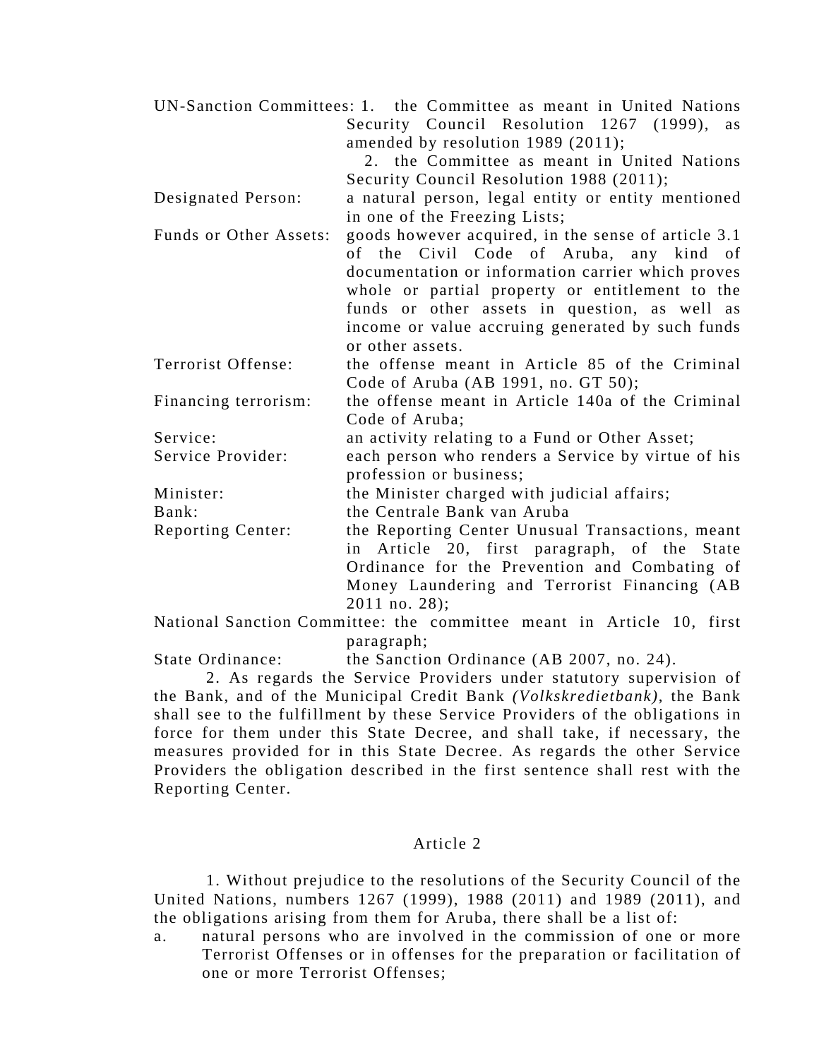UN-Sanction Committees: 1. the Committee as meant in United Nations Security Council Resolution 1267 (1999), as amended by resolution 1989 (2011);

2. the Committee as meant in United Nations Security Council Resolution 1988 (2011);

Designated Person: a natural person, legal entity or entity mentioned in one of the Freezing Lists;

Funds or Other Assets: goods however acquired, in the sense of article 3.1 of the Civil Code of Aruba, any kind of documentation or information carrier which proves whole or partial property or entitlement to the funds or other assets in question, as well as income or value accruing generated by such funds or other assets.

Terrorist Offense: the offense meant in Article 85 of the Criminal Code of Aruba (AB 1991, no. GT 50);

Financing terrorism: the offense meant in Article 140a of the Criminal Code of Aruba;

Service: an activity relating to a Fund or Other Asset;

Service Provider: each person who renders a Service by virtue of his profession or business;

Minister: the Minister charged with judicial affairs;

Bank: the Centrale Bank van Aruba

Reporting Center: the Reporting Center Unusual Transactions, meant in Article 20, first paragraph, of the State Ordinance for the Prevention and Combating of Money Laundering and Terrorist Financing (AB 2011 no. 28);

National Sanction Committee: the committee meant in Article 10, first paragraph;

State Ordinance: the Sanction Ordinance (AB 2007, no. 24).

2. As regards the Service Providers under statutory supervision of the Bank, and of the Municipal Credit Bank *(Volkskredietbank)*, the Bank shall see to the fulfillment by these Service Providers of the obligations in force for them under this State Decree, and shall take, if necessary, the measures provided for in this State Decree. As regards the other Service Providers the obligation described in the first sentence shall rest with the Reporting Center.

## Article 2

1. Without prejudice to the resolutions of the Security Council of the United Nations, numbers 1267 (1999), 1988 (2011) and 1989 (2011), and the obligations arising from them for Aruba, there shall be a list of:

a. natural persons who are involved in the commission of one or more Terrorist Offenses or in offenses for the preparation or facilitation of one or more Terrorist Offenses;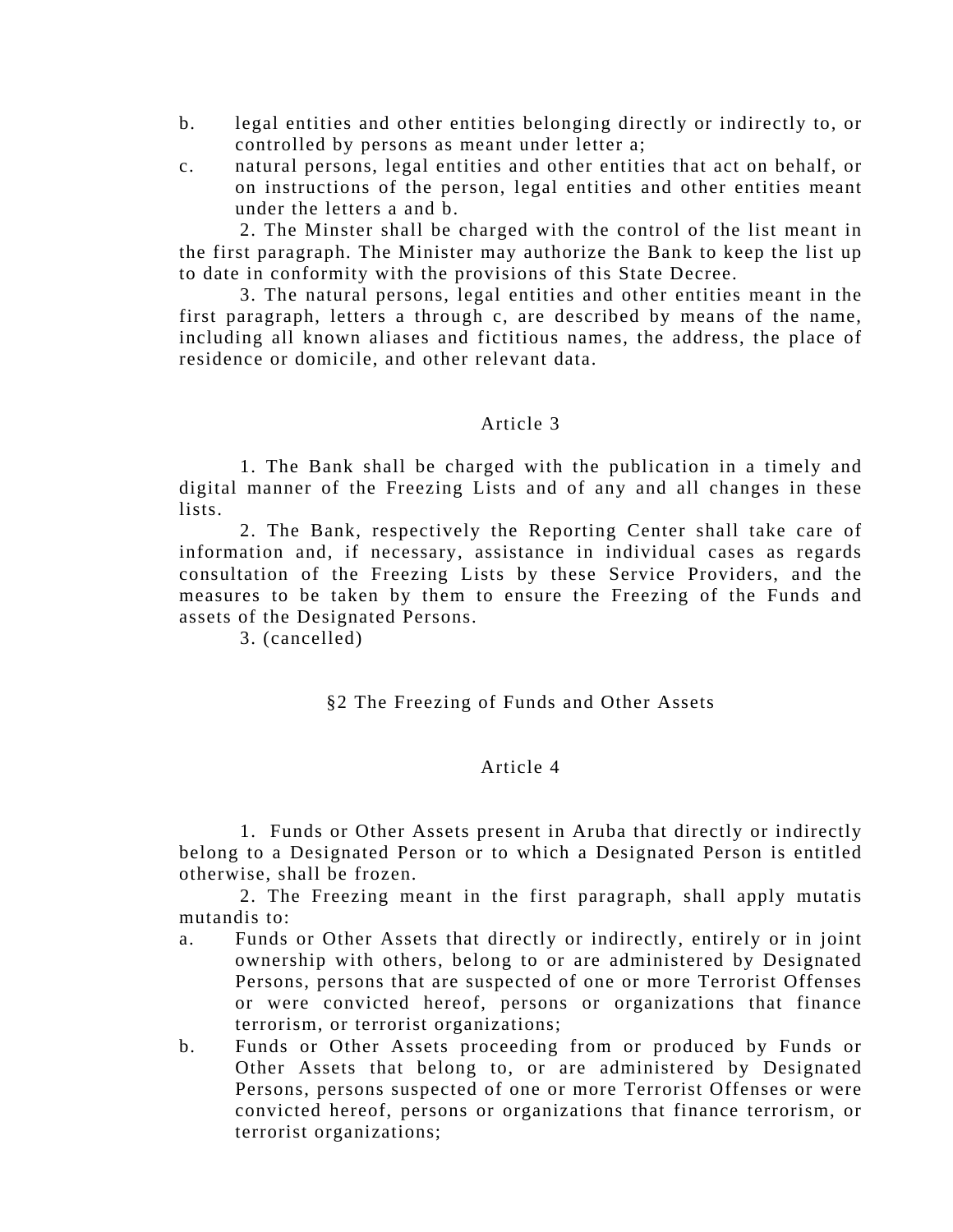b. legal entities and other entities belonging directly or indirectly to, or controlled by persons as meant under letter a;

c. natural persons, legal entities and other entities that act on behalf, or on instructions of the person, legal entities and other entities meant under the letters a and b.

2. The Minster shall be charged with the control of the list meant in the first paragraph. The Minister may authorize the Bank to keep the list up to date in conformity with the provisions of this State Decree.

3. The natural persons, legal entities and other entities meant in the first paragraph, letters a through c, are described by means of the name, including all known aliases and fictitious names, the address, the place of residence or domicile, and other relevant data.

### Article 3

1. The Bank shall be charged with the publication in a timely and digital manner of the Freezing Lists and of any and all changes in these lists.

2. The Bank, respectively the Reporting Center shall take care of information and, if necessary, assistance in individual cases as regards consultation of the Freezing Lists by these Service Providers, and the measures to be taken by them to ensure the Freezing of the Funds and assets of the Designated Persons.

3. (cancelled)

## §2 The Freezing of Funds and Other Assets

### Article 4

1. Funds or Other Assets present in Aruba that directly or indirectly belong to a Designated Person or to which a Designated Person is entitled otherwise, shall be frozen.

2. The Freezing meant in the first paragraph, shall apply mutatis mutandis to:

a. Funds or Other Assets that directly or indirectly, entirely or in joint ownership with others, belong to or are administered by Designated Persons, persons that are suspected of one or more Terrorist Offenses or were convicted hereof, persons or organizations that finance terrorism, or terrorist organizations;

b. Funds or Other Assets proceeding from or produced by Funds or Other Assets that belong to, or are administered by Designated Persons, persons suspected of one or more Terrorist Offenses or were convicted hereof, persons or organizations that finance terrorism, or terrorist organizations;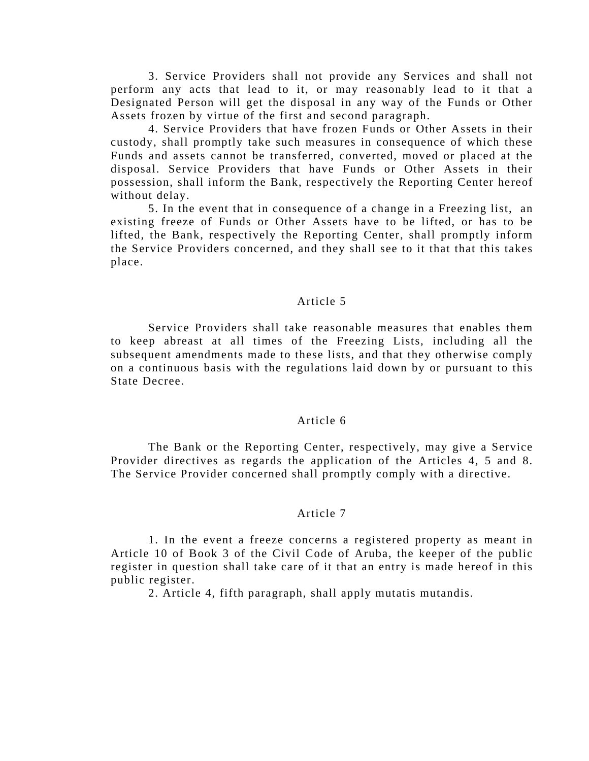3. Service Providers shall not provide any Services and shall not perform any acts that lead to it, or may reasonably lead to it that a Designated Person will get the disposal in any way of the Funds or Other Assets frozen by virtue of the first and second paragraph.

4. Service Providers that have frozen Funds or Other Assets in their custody, shall promptly take such measures in consequence of which these Funds and assets cannot be transferred, converted, moved or placed at the disposal. Service Providers that have Funds or Other Assets in their possession, shall inform the Bank, respectively the Reporting Center hereof without delay.

5. In the event that in consequence of a change in a Freezing list, an existing freeze of Funds or Other Assets have to be lifted, or has to be lifted, the Bank, respectively the Reporting Center, shall promptly inform the Service Providers concerned, and they shall see to it that that this takes place.

## Article 5

Service Providers shall take reasonable measures that enables them to keep abreast at all times of the Freezing Lists, including all the subsequent amendments made to these lists, and that they otherwise comply on a continuous basis with the regulations laid down by or pursuant to this State Decree.

## Article 6

The Bank or the Reporting Center, respectively, may give a Service Provider directives as regards the application of the Articles 4, 5 and 8. The Service Provider concerned shall promptly comply with a directive.

## Article 7

1. In the event a freeze concerns a registered property as meant in Article 10 of Book 3 of the Civil Code of Aruba, the keeper of the public register in question shall take care of it that an entry is made hereof in this public register.

2. Article 4, fifth paragraph, shall apply mutatis mutandis.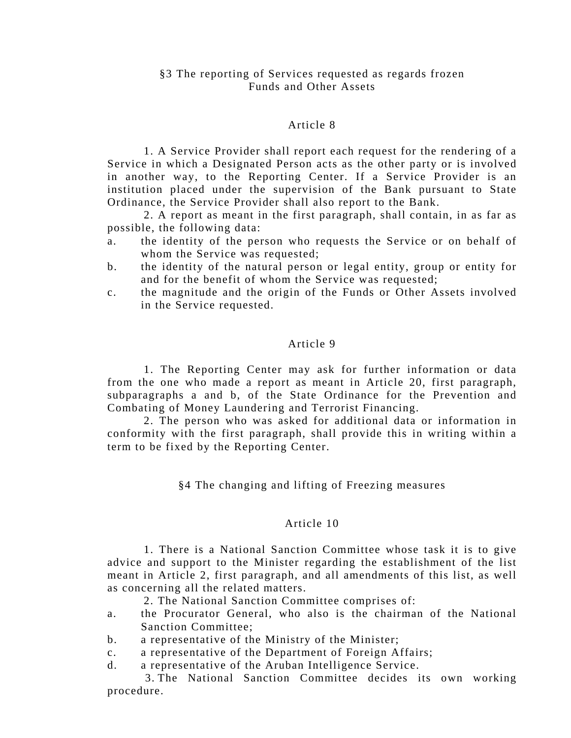### §3 The reporting of Services requested as regards frozen Funds and Other Assets

#### Article 8

1. A Service Provider shall report each request for the rendering of a Service in which a Designated Person acts as the other party or is involved in another way, to the Reporting Center. If a Service Provider is an institution placed under the supervision of the Bank pursuant to State Ordinance, the Service Provider shall also report to the Bank.

2. A report as meant in the first paragraph, shall contain, in as far as possible, the following data:

a. the identity of the person who requests the Service or on behalf of whom the Service was requested;
b. the identity of the natural person or legal entity, group or entity for and for the benefit of whom the Service was requested;
c. the magnitude and the origin of the Funds or Other Assets involved in the Service requested.

#### Article 9

1. The Reporting Center may ask for further information or data from the one who made a report as meant in Article 20, first paragraph, subparagraphs a and b, of the State Ordinance for the Prevention and Combating of Money Laundering and Terrorist Financing.

2. The person who was asked for additional data or information in conformity with the first paragraph, shall provide this in writing within a term to be fixed by the Reporting Center.

### §4 The changing and lifting of Freezing measures

#### Article 10

1. There is a National Sanction Committee whose task it is to give advice and support to the Minister regarding the establishment of the list meant in Article 2, first paragraph, and all amendments of this list, as well as concerning all the related matters.

2. The National Sanction Committee comprises of:

a. the Procurator General, who also is the chairman of the National Sanction Committee;
b. a representative of the Ministry of the Minister;
c. a representative of the Department of Foreign Affairs;
d. a representative of the Aruban Intelligence Service.

3. The National Sanction Committee decides its own working procedure.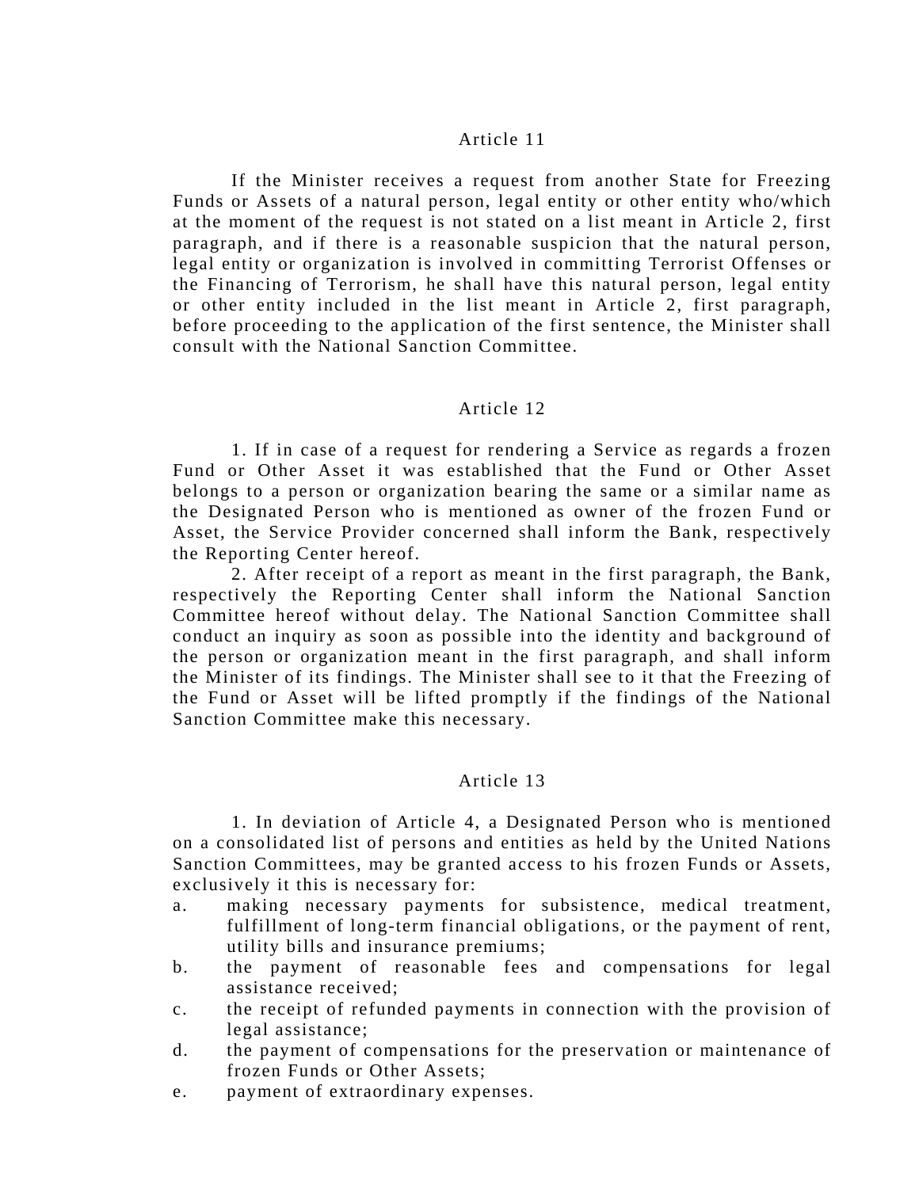## Article 11

If the Minister receives a request from another State for Freezing Funds or Assets of a natural person, legal entity or other entity who/which at the moment of the request is not stated on a list meant in Article 2, first paragraph, and if there is a reasonable suspicion that the natural person, legal entity or organization is involved in committing Terrorist Offenses or the Financing of Terrorism, he shall have this natural person, legal entity or other entity included in the list meant in Article 2, first paragraph, before proceeding to the application of the first sentence, the Minister shall consult with the National Sanction Committee.

## Article 12

1. If in case of a request for rendering a Service as regards a frozen Fund or Other Asset it was established that the Fund or Other Asset belongs to a person or organization bearing the same or a similar name as the Designated Person who is mentioned as owner of the frozen Fund or Asset, the Service Provider concerned shall inform the Bank, respectively the Reporting Center hereof.

2. After receipt of a report as meant in the first paragraph, the Bank, respectively the Reporting Center shall inform the National Sanction Committee hereof without delay. The National Sanction Committee shall conduct an inquiry as soon as possible into the identity and background of the person or organization meant in the first paragraph, and shall inform the Minister of its findings. The Minister shall see to it that the Freezing of the Fund or Asset will be lifted promptly if the findings of the National Sanction Committee make this necessary.

## Article 13

1. In deviation of Article 4, a Designated Person who is mentioned on a consolidated list of persons and entities as held by the United Nations Sanction Committees, may be granted access to his frozen Funds or Assets, exclusively it this is necessary for:

a. making necessary payments for subsistence, medical treatment, fulfillment of long-term financial obligations, or the payment of rent, utility bills and insurance premiums;
b. the payment of reasonable fees and compensations for legal assistance received;
c. the receipt of refunded payments in connection with the provision of legal assistance;
d. the payment of compensations for the preservation or maintenance of frozen Funds or Other Assets;
e. payment of extraordinary expenses.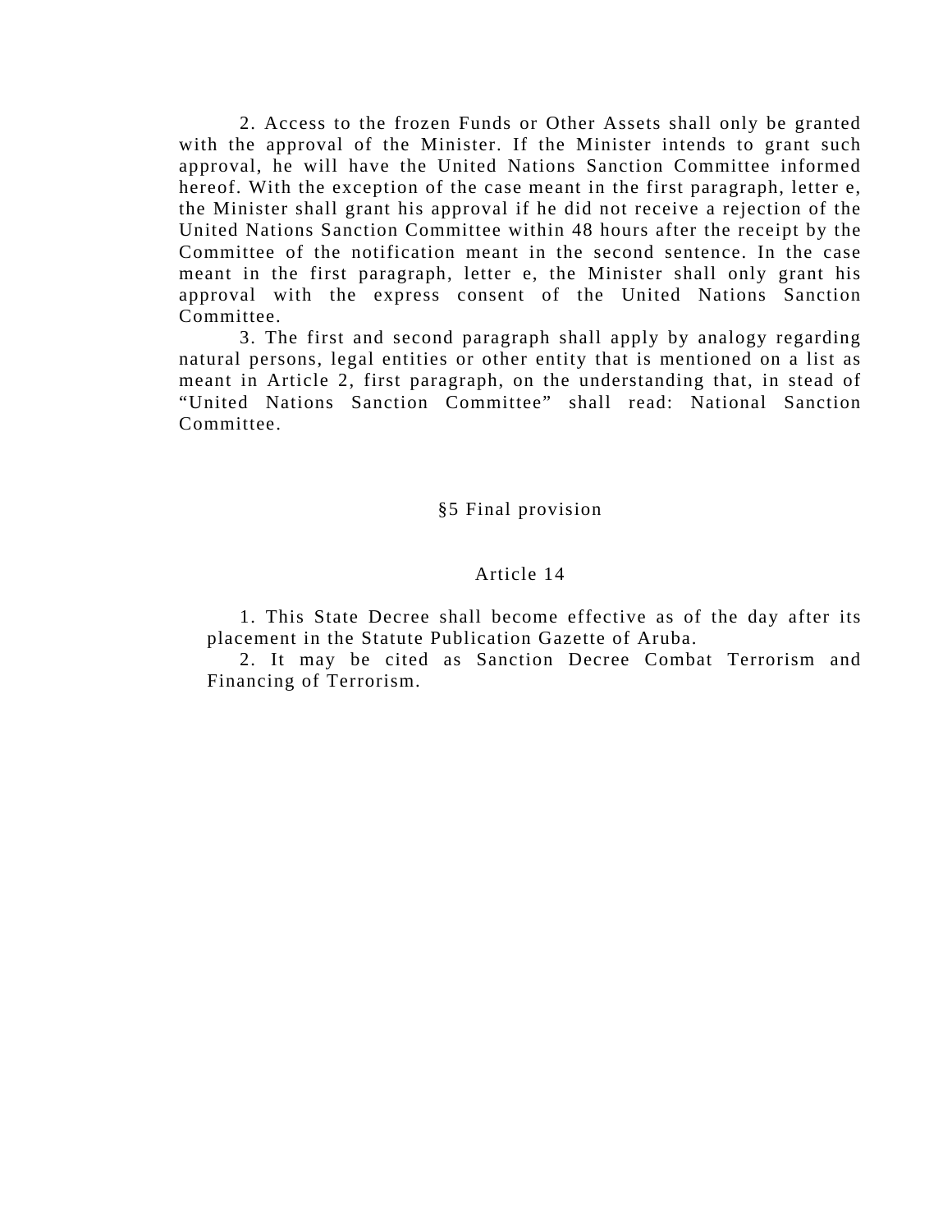2. Access to the frozen Funds or Other Assets shall only be granted with the approval of the Minister. If the Minister intends to grant such approval, he will have the United Nations Sanction Committee informed hereof. With the exception of the case meant in the first paragraph, letter e, the Minister shall grant his approval if he did not receive a rejection of the United Nations Sanction Committee within 48 hours after the receipt by the Committee of the notification meant in the second sentence. In the case meant in the first paragraph, letter e, the Minister shall only grant his approval with the express consent of the United Nations Sanction Committee.

3. The first and second paragraph shall apply by analogy regarding natural persons, legal entities or other entity that is mentioned on a list as meant in Article 2, first paragraph, on the understanding that, in stead of "United Nations Sanction Committee" shall read: National Sanction Committee.

## §5 Final provision

### Article 14

1. This State Decree shall become effective as of the day after its placement in the Statute Publication Gazette of Aruba.

2. It may be cited as Sanction Decree Combat Terrorism and Financing of Terrorism.